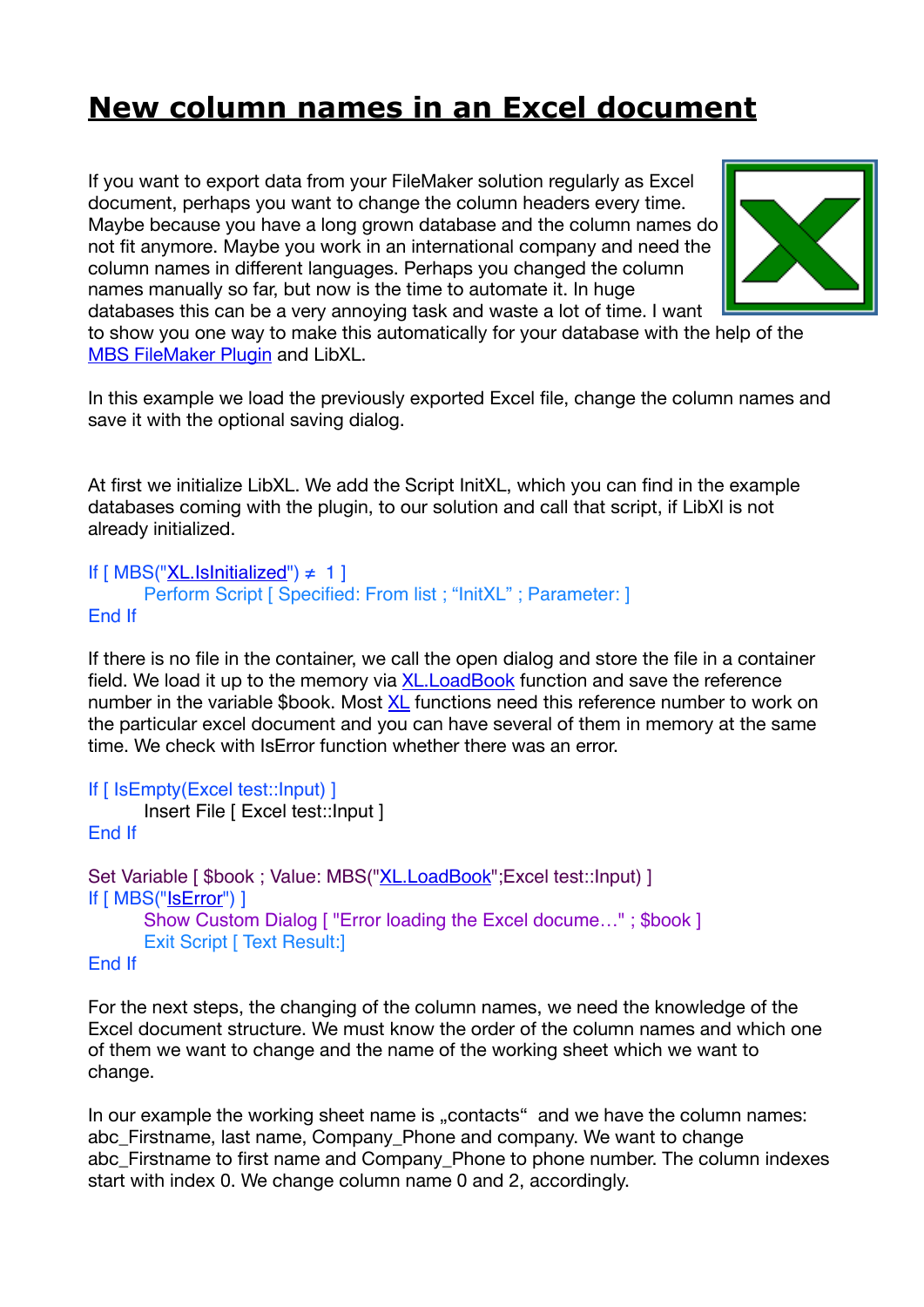# New column names in an Excel document

If you want to export data from your FileMaker solution regularly as Excel document, perhaps you want to change the column headers every time. Maybe because you have a long grown database and the column names do not fit anymore. Maybe you work in an international company and need the column names in different languages. Perhaps you changed the column names manually so far, but now is the time to automate it. In huge databases this can be a very annoying task and waste a lot of time. I want to show you one way to make this automatically for your database with the help of the MBS FileMaker Plugin and LibXL.

In this example we load the previously exported Excel file, change the column names and save it with the optional saving dialog.

At first we initialize LibXL. We add the Script InitXL, which you can find in the example databases coming with the plugin, to our solution and call that script, if LibXl is not already initialized.

```
If [ MBS("XL.IsInitialized") ≠ 1 ]
    Perform Script [ Specified: From list ; "InitXL" ; Parameter: ]
End If
```

If there is no file in the container, we call the open dialog and store the file in a container field. We load it up to the memory via XL.LoadBook function and save the reference number in the variable $book. Most XL functions need this reference number to work on the particular excel document and you can have several of them in memory at the same time. We check with IsError function whether there was an error.

```
If [ IsEmpty(Excel test::Input) ]
    Insert File [ Excel test::Input ]
End If

Set Variable [ $book ; Value: MBS("XL.LoadBook";Excel test::Input) ]
If [ MBS("IsError") ]
    Show Custom Dialog [ "Error loading the Excel docume…" ; $book ]
    Exit Script [ Text Result:]
End If
```

For the next steps, the changing of the column names, we need the knowledge of the Excel document structure. We must know the order of the column names and which one of them we want to change and the name of the working sheet which we want to change.

In our example the working sheet name is „contacts" and we have the column names: abc_Firstname, last name, Company_Phone and company. We want to change abc_Firstname to first name and Company_Phone to phone number. The column indexes start with index 0. We change column name 0 and 2, accordingly.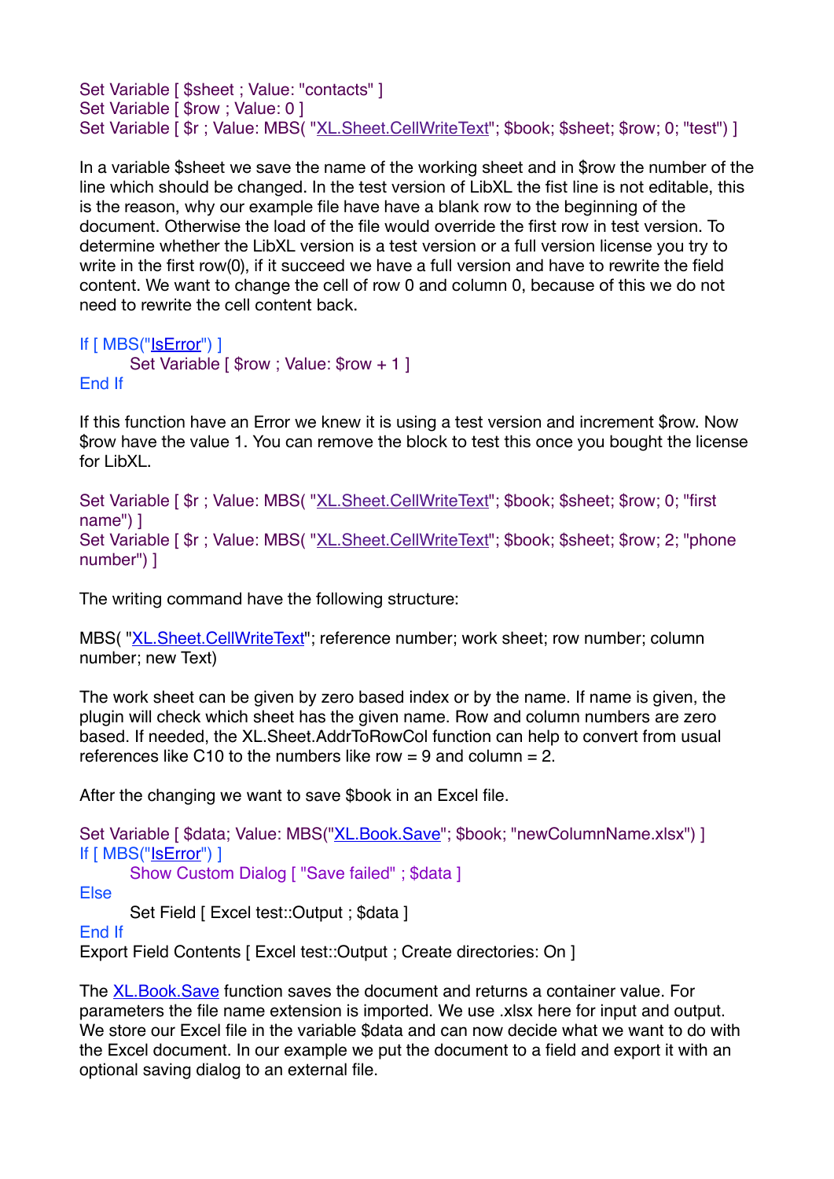```
Set Variable [ $sheet ; Value: "contacts" ]
Set Variable [ $row ; Value: 0 ]
Set Variable [ $r ; Value: MBS( "XL.Sheet.CellWriteText"; $book; $sheet; $row; 0; "test") ]
```

In a variable $sheet we save the name of the working sheet and in $row the number of the line which should be changed. In the test version of LibXL the fist line is not editable, this is the reason, why our example file have have a blank row to the beginning of the document. Otherwise the load of the file would override the first row in test version. To determine whether the LibXL version is a test version or a full version license you try to write in the first row(0), if it succeed we have a full version and have to rewrite the field content. We want to change the cell of row 0 and column 0, because of this we do not need to rewrite the cell content back.

```
If [ MBS("IsError") ]
    Set Variable [ $row ; Value: $row + 1 ]
End If
```

If this function have an Error we knew it is using a test version and increment $row. Now $row have the value 1. You can remove the block to test this once you bought the license for LibXL.

```
Set Variable [ $r ; Value: MBS( "XL.Sheet.CellWriteText"; $book; $sheet; $row; 0; "first name") ]
Set Variable [ $r ; Value: MBS( "XL.Sheet.CellWriteText"; $book; $sheet; $row; 2; "phone number") ]
```

The writing command have the following structure:

MBS( "XL.Sheet.CellWriteText"; reference number; work sheet; row number; column number; new Text)

The work sheet can be given by zero based index or by the name. If name is given, the plugin will check which sheet has the given name. Row and column numbers are zero based. If needed, the XL.Sheet.AddrToRowCol function can help to convert from usual references like C10 to the numbers like row = 9 and column = 2.

After the changing we want to save $book in an Excel file.

```
Set Variable [ $data; Value: MBS("XL.Book.Save"; $book; "newColumnName.xlsx") ]
If [ MBS("IsError") ]
    Show Custom Dialog [ "Save failed" ; $data ]
Else
    Set Field [ Excel test::Output ; $data ]
End If
Export Field Contents [ Excel test::Output ; Create directories: On ]
```

The XL.Book.Save function saves the document and returns a container value. For parameters the file name extension is imported. We use .xlsx here for input and output. We store our Excel file in the variable $data and can now decide what we want to do with the Excel document. In our example we put the document to a field and export it with an optional saving dialog to an external file.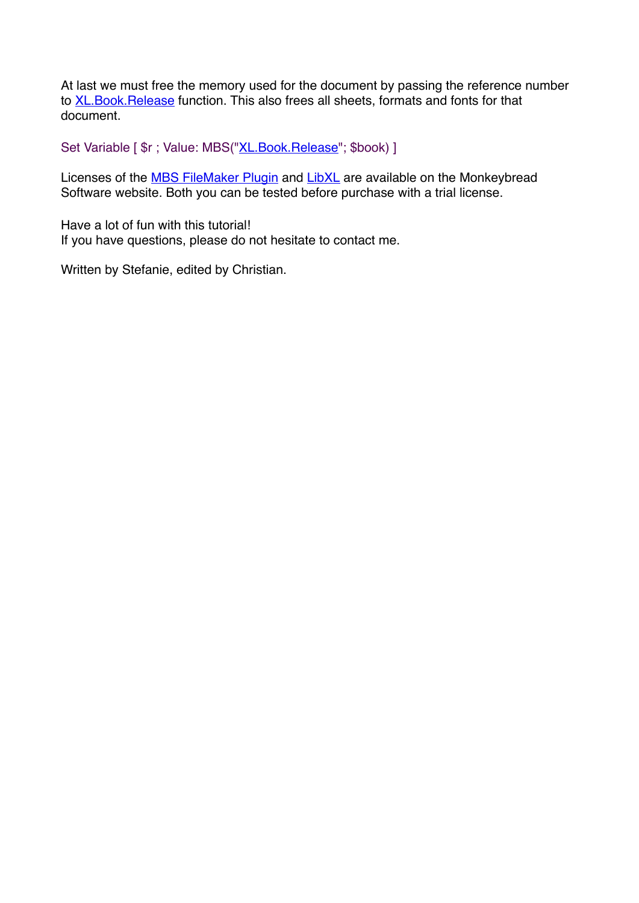At last we must free the memory used for the document by passing the reference number to XL.Book.Release function. This also frees all sheets, formats and fonts for that document.

```
Set Variable [ $r ; Value: MBS("XL.Book.Release"; $book) ]
```

Licenses of the MBS FileMaker Plugin and LibXL are available on the Monkeybread Software website. Both you can be tested before purchase with a trial license.

Have a lot of fun with this tutorial!
If you have questions, please do not hesitate to contact me.

Written by Stefanie, edited by Christian.